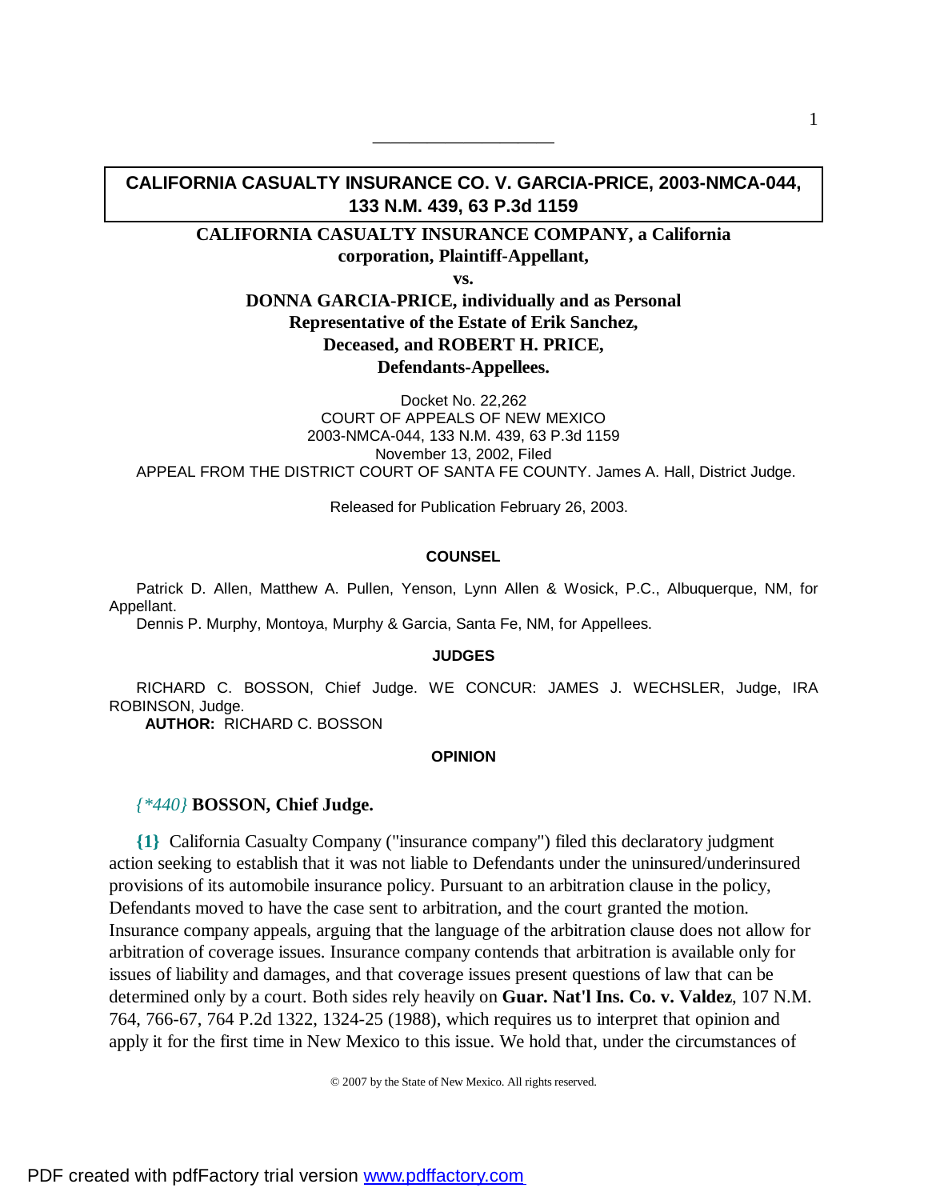# CALIFORNIA CASUALTY INSURANCE CO. V. GARCIA-PRICE, 2003-NMCA-044, 133 N.M. 439, 63 P.3d 1159

**CALIFORNIA CASUALTY INSURANCE COMPANY, a California corporation, Plaintiff-Appellant,**

**vs.**

**DONNA GARCIA-PRICE, individually and as Personal Representative of the Estate of Erik Sanchez, Deceased, and ROBERT H. PRICE, Defendants-Appellees.**

Docket No. 22,262
COURT OF APPEALS OF NEW MEXICO
2003-NMCA-044, 133 N.M. 439, 63 P.3d 1159
November 13, 2002, Filed
APPEAL FROM THE DISTRICT COURT OF SANTA FE COUNTY. James A. Hall, District Judge.

Released for Publication February 26, 2003.

#### COUNSEL

Patrick D. Allen, Matthew A. Pullen, Yenson, Lynn Allen & Wosick, P.C., Albuquerque, NM, for Appellant.
Dennis P. Murphy, Montoya, Murphy & Garcia, Santa Fe, NM, for Appellees.

#### JUDGES

RICHARD C. BOSSON, Chief Judge. WE CONCUR: JAMES J. WECHSLER, Judge, IRA ROBINSON, Judge.
**AUTHOR:** RICHARD C. BOSSON

#### OPINION

*{\*440}* **BOSSON, Chief Judge.**

**{1}** California Casualty Company ("insurance company") filed this declaratory judgment action seeking to establish that it was not liable to Defendants under the uninsured/underinsured provisions of its automobile insurance policy. Pursuant to an arbitration clause in the policy, Defendants moved to have the case sent to arbitration, and the court granted the motion. Insurance company appeals, arguing that the language of the arbitration clause does not allow for arbitration of coverage issues. Insurance company contends that arbitration is available only for issues of liability and damages, and that coverage issues present questions of law that can be determined only by a court. Both sides rely heavily on **Guar. Nat'l Ins. Co. v. Valdez**, 107 N.M. 764, 766-67, 764 P.2d 1322, 1324-25 (1988), which requires us to interpret that opinion and apply it for the first time in New Mexico to this issue. We hold that, under the circumstances of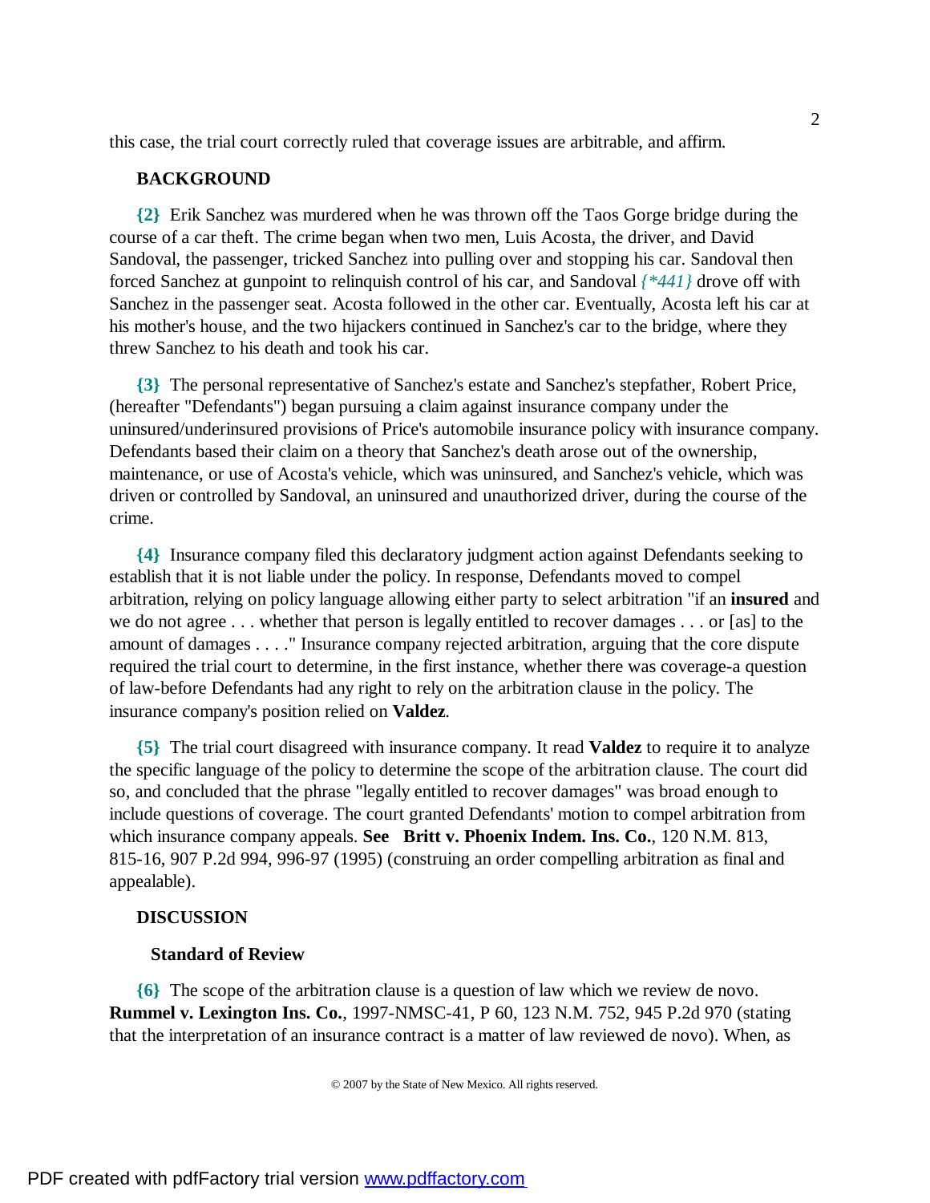this case, the trial court correctly ruled that coverage issues are arbitrable, and affirm.

## BACKGROUND

**{2}** Erik Sanchez was murdered when he was thrown off the Taos Gorge bridge during the course of a car theft. The crime began when two men, Luis Acosta, the driver, and David Sandoval, the passenger, tricked Sanchez into pulling over and stopping his car. Sandoval then forced Sanchez at gunpoint to relinquish control of his car, and Sandoval *{\*441}* drove off with Sanchez in the passenger seat. Acosta followed in the other car. Eventually, Acosta left his car at his mother's house, and the two hijackers continued in Sanchez's car to the bridge, where they threw Sanchez to his death and took his car.

**{3}** The personal representative of Sanchez's estate and Sanchez's stepfather, Robert Price, (hereafter "Defendants") began pursuing a claim against insurance company under the uninsured/underinsured provisions of Price's automobile insurance policy with insurance company. Defendants based their claim on a theory that Sanchez's death arose out of the ownership, maintenance, or use of Acosta's vehicle, which was uninsured, and Sanchez's vehicle, which was driven or controlled by Sandoval, an uninsured and unauthorized driver, during the course of the crime.

**{4}** Insurance company filed this declaratory judgment action against Defendants seeking to establish that it is not liable under the policy. In response, Defendants moved to compel arbitration, relying on policy language allowing either party to select arbitration "if an **insured** and we do not agree . . . whether that person is legally entitled to recover damages . . . or [as] to the amount of damages . . . ." Insurance company rejected arbitration, arguing that the core dispute required the trial court to determine, in the first instance, whether there was coverage-a question of law-before Defendants had any right to rely on the arbitration clause in the policy. The insurance company's position relied on **Valdez**.

**{5}** The trial court disagreed with insurance company. It read **Valdez** to require it to analyze the specific language of the policy to determine the scope of the arbitration clause. The court did so, and concluded that the phrase "legally entitled to recover damages" was broad enough to include questions of coverage. The court granted Defendants' motion to compel arbitration from which insurance company appeals. **See Britt v. Phoenix Indem. Ins. Co.**, 120 N.M. 813, 815-16, 907 P.2d 994, 996-97 (1995) (construing an order compelling arbitration as final and appealable).

## DISCUSSION

### Standard of Review

**{6}** The scope of the arbitration clause is a question of law which we review de novo. **Rummel v. Lexington Ins. Co.**, 1997-NMSC-41, P 60, 123 N.M. 752, 945 P.2d 970 (stating that the interpretation of an insurance contract is a matter of law reviewed de novo). When, as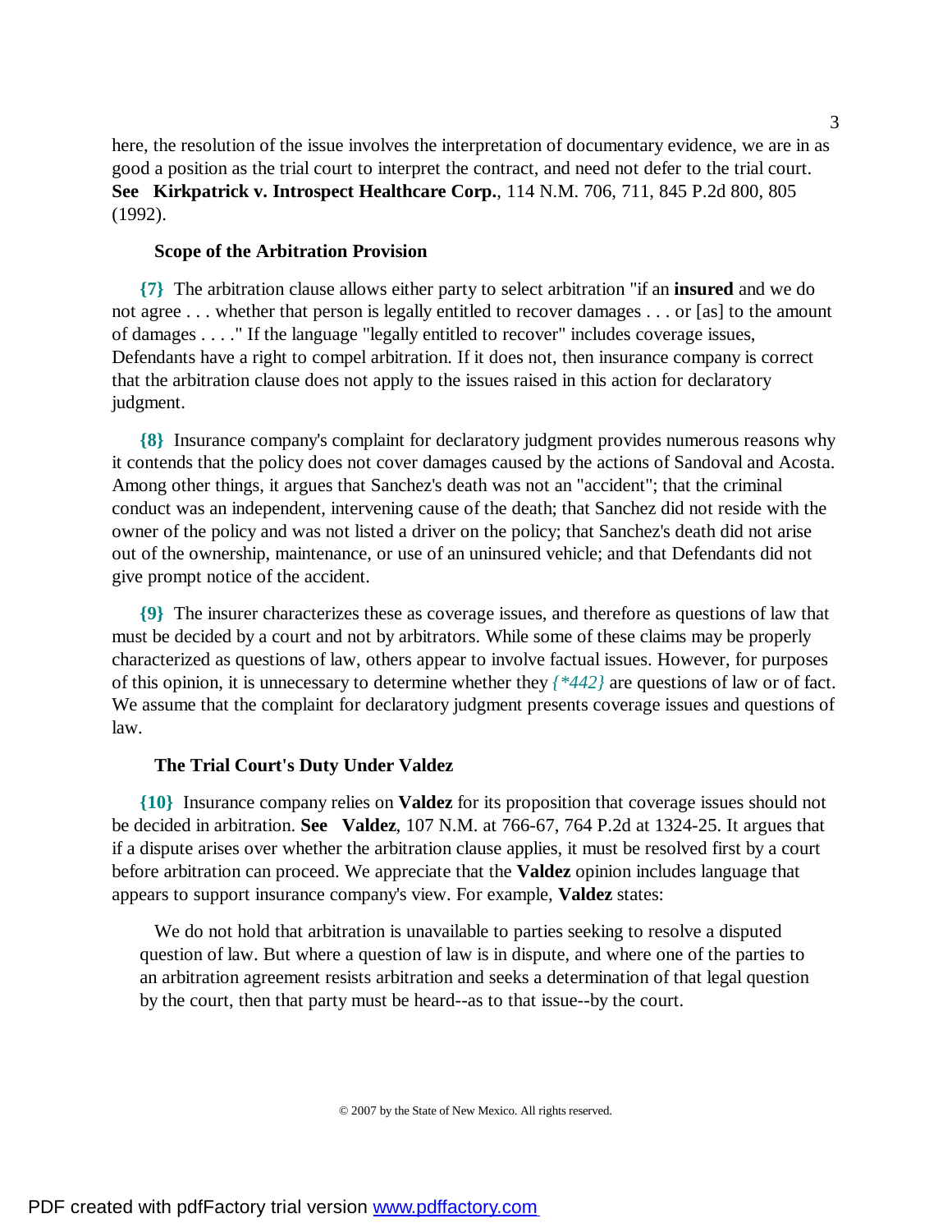here, the resolution of the issue involves the interpretation of documentary evidence, we are in as good a position as the trial court to interpret the contract, and need not defer to the trial court. **See Kirkpatrick v. Introspect Healthcare Corp.**, 114 N.M. 706, 711, 845 P.2d 800, 805 (1992).

**Scope of the Arbitration Provision**

**{7}** The arbitration clause allows either party to select arbitration "if an **insured** and we do not agree . . . whether that person is legally entitled to recover damages . . . or [as] to the amount of damages . . . ." If the language "legally entitled to recover" includes coverage issues, Defendants have a right to compel arbitration. If it does not, then insurance company is correct that the arbitration clause does not apply to the issues raised in this action for declaratory judgment.

**{8}** Insurance company's complaint for declaratory judgment provides numerous reasons why it contends that the policy does not cover damages caused by the actions of Sandoval and Acosta. Among other things, it argues that Sanchez's death was not an "accident"; that the criminal conduct was an independent, intervening cause of the death; that Sanchez did not reside with the owner of the policy and was not listed a driver on the policy; that Sanchez's death did not arise out of the ownership, maintenance, or use of an uninsured vehicle; and that Defendants did not give prompt notice of the accident.

**{9}** The insurer characterizes these as coverage issues, and therefore as questions of law that must be decided by a court and not by arbitrators. While some of these claims may be properly characterized as questions of law, others appear to involve factual issues. However, for purposes of this opinion, it is unnecessary to determine whether they *{*442}* are questions of law or of fact. We assume that the complaint for declaratory judgment presents coverage issues and questions of law.

**The Trial Court's Duty Under Valdez**

**{10}** Insurance company relies on **Valdez** for its proposition that coverage issues should not be decided in arbitration. **See Valdez**, 107 N.M. at 766-67, 764 P.2d at 1324-25. It argues that if a dispute arises over whether the arbitration clause applies, it must be resolved first by a court before arbitration can proceed. We appreciate that the **Valdez** opinion includes language that appears to support insurance company's view. For example, **Valdez** states:

> We do not hold that arbitration is unavailable to parties seeking to resolve a disputed question of law. But where a question of law is in dispute, and where one of the parties to an arbitration agreement resists arbitration and seeks a determination of that legal question by the court, then that party must be heard--as to that issue--by the court.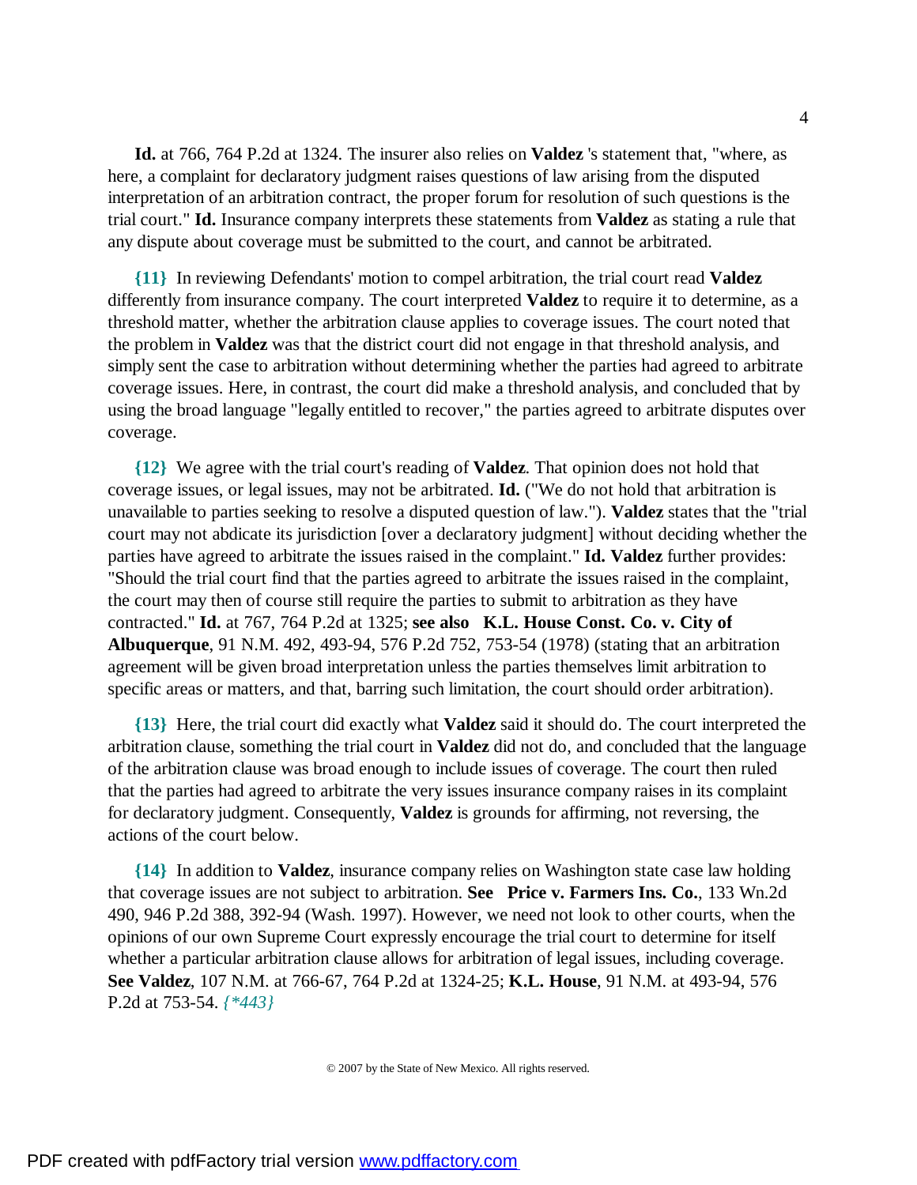**Id.** at 766, 764 P.2d at 1324. The insurer also relies on **Valdez** 's statement that, "where, as here, a complaint for declaratory judgment raises questions of law arising from the disputed interpretation of an arbitration contract, the proper forum for resolution of such questions is the trial court." **Id.** Insurance company interprets these statements from **Valdez** as stating a rule that any dispute about coverage must be submitted to the court, and cannot be arbitrated.

**{11}** In reviewing Defendants' motion to compel arbitration, the trial court read **Valdez** differently from insurance company. The court interpreted **Valdez** to require it to determine, as a threshold matter, whether the arbitration clause applies to coverage issues. The court noted that the problem in **Valdez** was that the district court did not engage in that threshold analysis, and simply sent the case to arbitration without determining whether the parties had agreed to arbitrate coverage issues. Here, in contrast, the court did make a threshold analysis, and concluded that by using the broad language "legally entitled to recover," the parties agreed to arbitrate disputes over coverage.

**{12}** We agree with the trial court's reading of **Valdez**. That opinion does not hold that coverage issues, or legal issues, may not be arbitrated. **Id.** ("We do not hold that arbitration is unavailable to parties seeking to resolve a disputed question of law."). **Valdez** states that the "trial court may not abdicate its jurisdiction [over a declaratory judgment] without deciding whether the parties have agreed to arbitrate the issues raised in the complaint." **Id. Valdez** further provides: "Should the trial court find that the parties agreed to arbitrate the issues raised in the complaint, the court may then of course still require the parties to submit to arbitration as they have contracted." **Id.** at 767, 764 P.2d at 1325; **see also K.L. House Const. Co. v. City of Albuquerque**, 91 N.M. 492, 493-94, 576 P.2d 752, 753-54 (1978) (stating that an arbitration agreement will be given broad interpretation unless the parties themselves limit arbitration to specific areas or matters, and that, barring such limitation, the court should order arbitration).

**{13}** Here, the trial court did exactly what **Valdez** said it should do. The court interpreted the arbitration clause, something the trial court in **Valdez** did not do, and concluded that the language of the arbitration clause was broad enough to include issues of coverage. The court then ruled that the parties had agreed to arbitrate the very issues insurance company raises in its complaint for declaratory judgment. Consequently, **Valdez** is grounds for affirming, not reversing, the actions of the court below.

**{14}** In addition to **Valdez**, insurance company relies on Washington state case law holding that coverage issues are not subject to arbitration. **See Price v. Farmers Ins. Co.**, 133 Wn.2d 490, 946 P.2d 388, 392-94 (Wash. 1997). However, we need not look to other courts, when the opinions of our own Supreme Court expressly encourage the trial court to determine for itself whether a particular arbitration clause allows for arbitration of legal issues, including coverage. **See Valdez**, 107 N.M. at 766-67, 764 P.2d at 1324-25; **K.L. House**, 91 N.M. at 493-94, 576 P.2d at 753-54. *{*443}*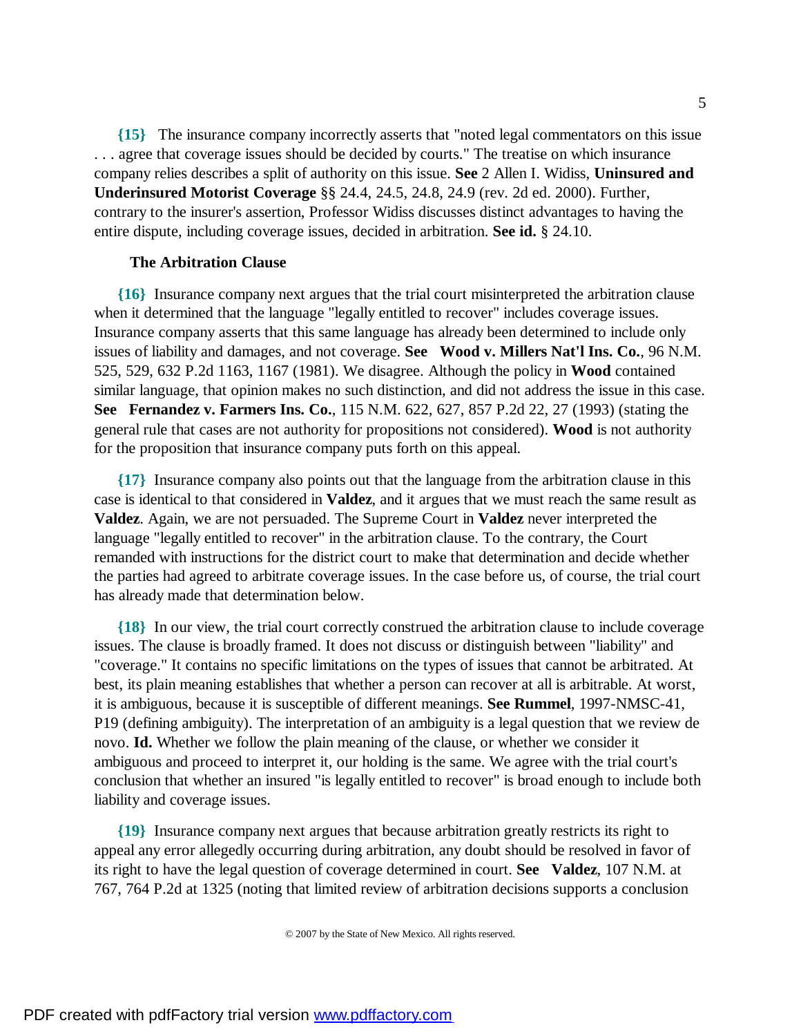**{15}** The insurance company incorrectly asserts that "noted legal commentators on this issue . . . agree that coverage issues should be decided by courts." The treatise on which insurance company relies describes a split of authority on this issue. **See** 2 Allen I. Widiss, **Uninsured and Underinsured Motorist Coverage** §§ 24.4, 24.5, 24.8, 24.9 (rev. 2d ed. 2000). Further, contrary to the insurer's assertion, Professor Widiss discusses distinct advantages to having the entire dispute, including coverage issues, decided in arbitration. **See id.** § 24.10.

**The Arbitration Clause**

**{16}** Insurance company next argues that the trial court misinterpreted the arbitration clause when it determined that the language "legally entitled to recover" includes coverage issues. Insurance company asserts that this same language has already been determined to include only issues of liability and damages, and not coverage. **See Wood v. Millers Nat'l Ins. Co.**, 96 N.M. 525, 529, 632 P.2d 1163, 1167 (1981). We disagree. Although the policy in **Wood** contained similar language, that opinion makes no such distinction, and did not address the issue in this case. **See Fernandez v. Farmers Ins. Co.**, 115 N.M. 622, 627, 857 P.2d 22, 27 (1993) (stating the general rule that cases are not authority for propositions not considered). **Wood** is not authority for the proposition that insurance company puts forth on this appeal.

**{17}** Insurance company also points out that the language from the arbitration clause in this case is identical to that considered in **Valdez**, and it argues that we must reach the same result as **Valdez**. Again, we are not persuaded. The Supreme Court in **Valdez** never interpreted the language "legally entitled to recover" in the arbitration clause. To the contrary, the Court remanded with instructions for the district court to make that determination and decide whether the parties had agreed to arbitrate coverage issues. In the case before us, of course, the trial court has already made that determination below.

**{18}** In our view, the trial court correctly construed the arbitration clause to include coverage issues. The clause is broadly framed. It does not discuss or distinguish between "liability" and "coverage." It contains no specific limitations on the types of issues that cannot be arbitrated. At best, its plain meaning establishes that whether a person can recover at all is arbitrable. At worst, it is ambiguous, because it is susceptible of different meanings. **See Rummel**, 1997-NMSC-41, P19 (defining ambiguity). The interpretation of an ambiguity is a legal question that we review de novo. **Id.** Whether we follow the plain meaning of the clause, or whether we consider it ambiguous and proceed to interpret it, our holding is the same. We agree with the trial court's conclusion that whether an insured "is legally entitled to recover" is broad enough to include both liability and coverage issues.

**{19}** Insurance company next argues that because arbitration greatly restricts its right to appeal any error allegedly occurring during arbitration, any doubt should be resolved in favor of its right to have the legal question of coverage determined in court. **See Valdez**, 107 N.M. at 767, 764 P.2d at 1325 (noting that limited review of arbitration decisions supports a conclusion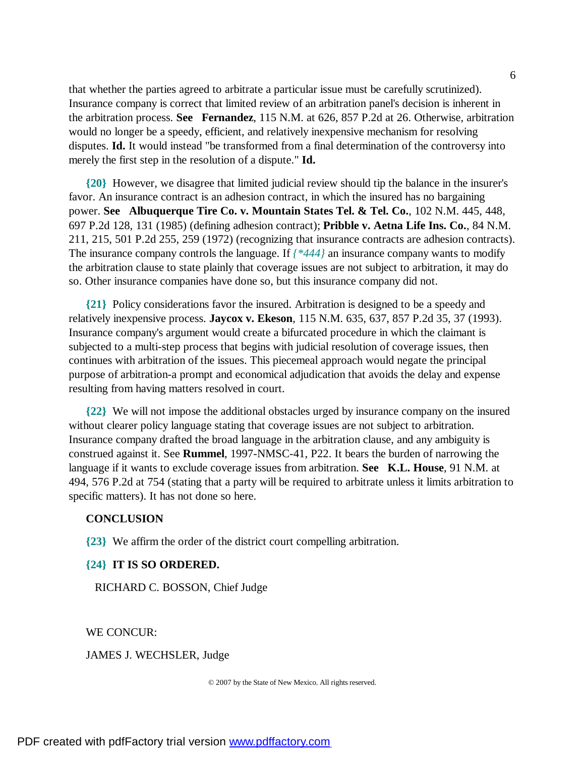that whether the parties agreed to arbitrate a particular issue must be carefully scrutinized). Insurance company is correct that limited review of an arbitration panel's decision is inherent in the arbitration process. **See Fernandez**, 115 N.M. at 626, 857 P.2d at 26. Otherwise, arbitration would no longer be a speedy, efficient, and relatively inexpensive mechanism for resolving disputes. **Id.** It would instead "be transformed from a final determination of the controversy into merely the first step in the resolution of a dispute." **Id.**

**{20}** However, we disagree that limited judicial review should tip the balance in the insurer's favor. An insurance contract is an adhesion contract, in which the insured has no bargaining power. **See Albuquerque Tire Co. v. Mountain States Tel. & Tel. Co.**, 102 N.M. 445, 448, 697 P.2d 128, 131 (1985) (defining adhesion contract); **Pribble v. Aetna Life Ins. Co.**, 84 N.M. 211, 215, 501 P.2d 255, 259 (1972) (recognizing that insurance contracts are adhesion contracts). The insurance company controls the language. If *{\*444}* an insurance company wants to modify the arbitration clause to state plainly that coverage issues are not subject to arbitration, it may do so. Other insurance companies have done so, but this insurance company did not.

**{21}** Policy considerations favor the insured. Arbitration is designed to be a speedy and relatively inexpensive process. **Jaycox v. Ekeson**, 115 N.M. 635, 637, 857 P.2d 35, 37 (1993). Insurance company's argument would create a bifurcated procedure in which the claimant is subjected to a multi-step process that begins with judicial resolution of coverage issues, then continues with arbitration of the issues. This piecemeal approach would negate the principal purpose of arbitration-a prompt and economical adjudication that avoids the delay and expense resulting from having matters resolved in court.

**{22}** We will not impose the additional obstacles urged by insurance company on the insured without clearer policy language stating that coverage issues are not subject to arbitration. Insurance company drafted the broad language in the arbitration clause, and any ambiguity is construed against it. See **Rummel**, 1997-NMSC-41, P22. It bears the burden of narrowing the language if it wants to exclude coverage issues from arbitration. **See K.L. House**, 91 N.M. at 494, 576 P.2d at 754 (stating that a party will be required to arbitrate unless it limits arbitration to specific matters). It has not done so here.

**CONCLUSION**

**{23}** We affirm the order of the district court compelling arbitration.

**{24} IT IS SO ORDERED.**

RICHARD C. BOSSON, Chief Judge

WE CONCUR:

JAMES J. WECHSLER, Judge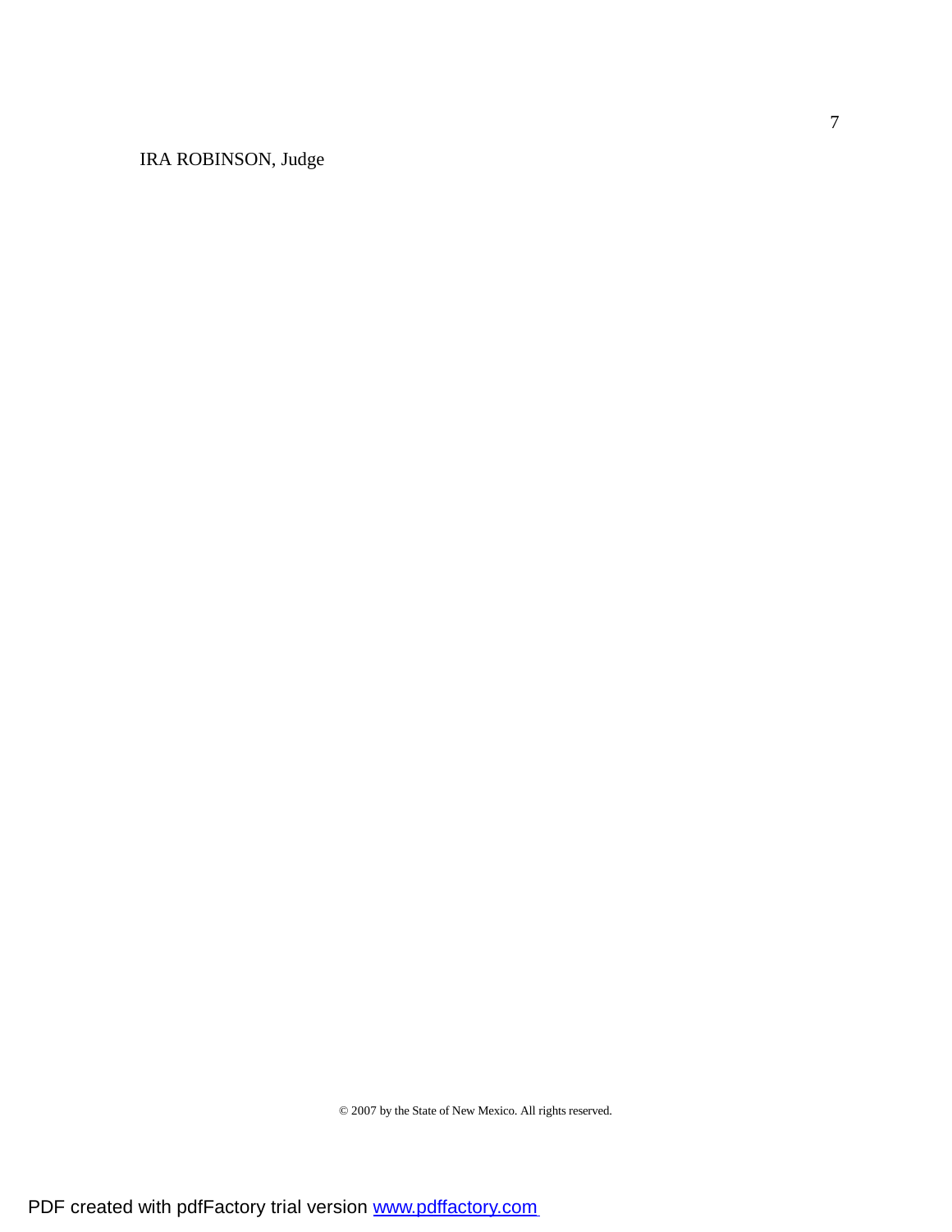IRA ROBINSON, Judge